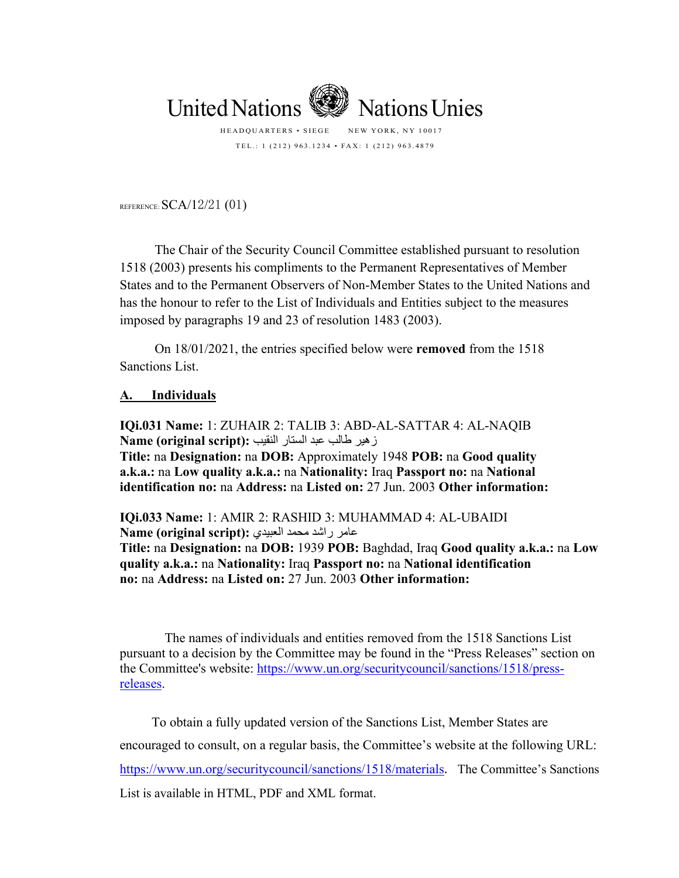United Nations Nations Unies

HEADQUARTERS • SIEGE NEW YORK, NY 10017

TEL.: 1 (212) 963.1234 • FAX: 1 (212) 963.4879

REFERENCE: SCA/12/21 (01)

The Chair of the Security Council Committee established pursuant to resolution 1518 (2003) presents his compliments to the Permanent Representatives of Member States and to the Permanent Observers of Non-Member States to the United Nations and has the honour to refer to the List of Individuals and Entities subject to the measures imposed by paragraphs 19 and 23 of resolution 1483 (2003).

On 18/01/2021, the entries specified below were **removed** from the 1518 Sanctions List.

## A. Individuals

**IQi.031 Name:** 1: ZUHAIR 2: TALIB 3: ABD-AL-SATTAR 4: AL-NAQIB
**Name (original script):** زهير طالب عبد الستار النقيب
**Title:** na **Designation:** na **DOB:** Approximately 1948 **POB:** na **Good quality a.k.a.:** na **Low quality a.k.a.:** na **Nationality:** Iraq **Passport no:** na **National identification no:** na **Address:** na **Listed on:** 27 Jun. 2003 **Other information:**

**IQi.033 Name:** 1: AMIR 2: RASHID 3: MUHAMMAD 4: AL-UBAIDI
**Name (original script):** عامر راشد محمد العبيدي
**Title:** na **Designation:** na **DOB:** 1939 **POB:** Baghdad, Iraq **Good quality a.k.a.:** na **Low quality a.k.a.:** na **Nationality:** Iraq **Passport no:** na **National identification no:** na **Address:** na **Listed on:** 27 Jun. 2003 **Other information:**

The names of individuals and entities removed from the 1518 Sanctions List pursuant to a decision by the Committee may be found in the "Press Releases" section on the Committee's website: https://www.un.org/securitycouncil/sanctions/1518/press-releases.

To obtain a fully updated version of the Sanctions List, Member States are encouraged to consult, on a regular basis, the Committee's website at the following URL: https://www.un.org/securitycouncil/sanctions/1518/materials. The Committee's Sanctions List is available in HTML, PDF and XML format.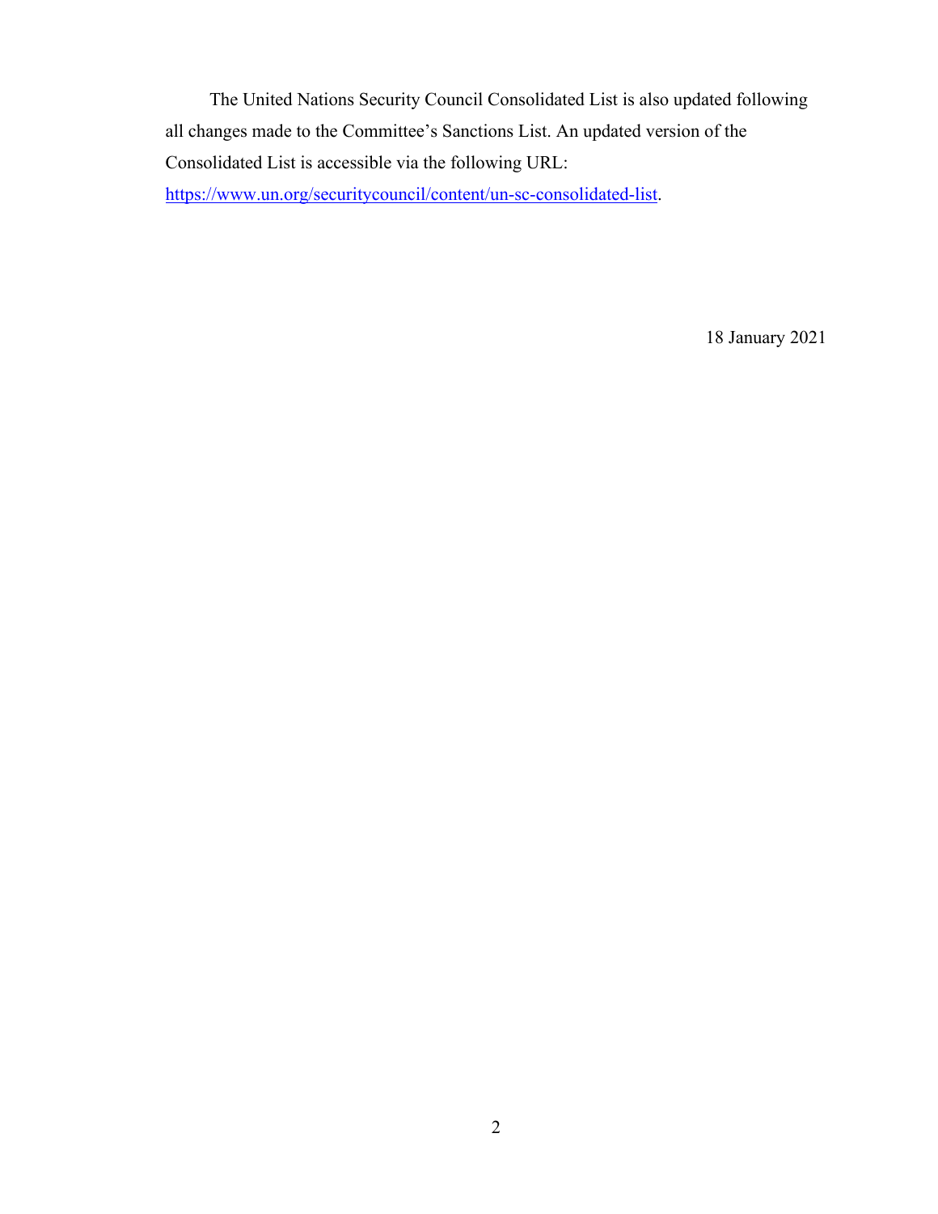The United Nations Security Council Consolidated List is also updated following all changes made to the Committee's Sanctions List. An updated version of the Consolidated List is accessible via the following URL: https://www.un.org/securitycouncil/content/un-sc-consolidated-list.

18 January 2021